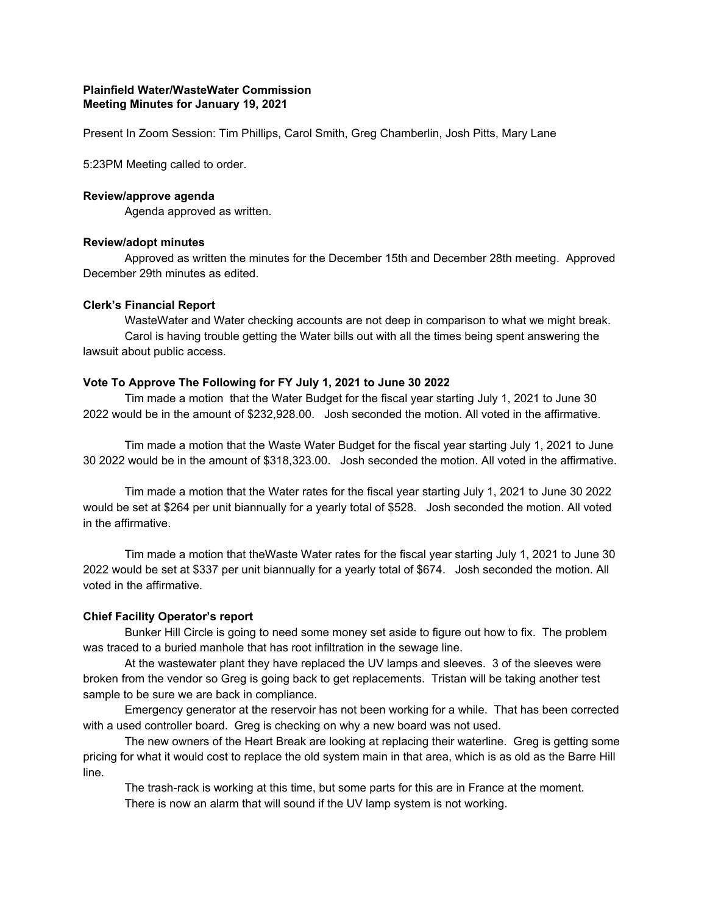**Plainfield Water/WasteWater Commission**
**Meeting Minutes for January 19, 2021**

Present In Zoom Session: Tim Phillips, Carol Smith, Greg Chamberlin, Josh Pitts, Mary Lane

5:23PM Meeting called to order.

**Review/approve agenda**

Agenda approved as written.

**Review/adopt minutes**

Approved as written the minutes for the December 15th and December 28th meeting. Approved December 29th minutes as edited.

**Clerk's Financial Report**

WasteWater and Water checking accounts are not deep in comparison to what we might break.

Carol is having trouble getting the Water bills out with all the times being spent answering the lawsuit about public access.

**Vote To Approve The Following for FY July 1, 2021 to June 30 2022**

Tim made a motion that the Water Budget for the fiscal year starting July 1, 2021 to June 30 2022 would be in the amount of $232,928.00. Josh seconded the motion. All voted in the affirmative.

Tim made a motion that the Waste Water Budget for the fiscal year starting July 1, 2021 to June 30 2022 would be in the amount of $318,323.00. Josh seconded the motion. All voted in the affirmative.

Tim made a motion that the Water rates for the fiscal year starting July 1, 2021 to June 30 2022 would be set at $264 per unit biannually for a yearly total of $528. Josh seconded the motion. All voted in the affirmative.

Tim made a motion that theWaste Water rates for the fiscal year starting July 1, 2021 to June 30 2022 would be set at $337 per unit biannually for a yearly total of $674. Josh seconded the motion. All voted in the affirmative.

**Chief Facility Operator's report**

Bunker Hill Circle is going to need some money set aside to figure out how to fix. The problem was traced to a buried manhole that has root infiltration in the sewage line.

At the wastewater plant they have replaced the UV lamps and sleeves. 3 of the sleeves were broken from the vendor so Greg is going back to get replacements. Tristan will be taking another test sample to be sure we are back in compliance.

Emergency generator at the reservoir has not been working for a while. That has been corrected with a used controller board. Greg is checking on why a new board was not used.

The new owners of the Heart Break are looking at replacing their waterline. Greg is getting some pricing for what it would cost to replace the old system main in that area, which is as old as the Barre Hill line.

The trash-rack is working at this time, but some parts for this are in France at the moment.

There is now an alarm that will sound if the UV lamp system is not working.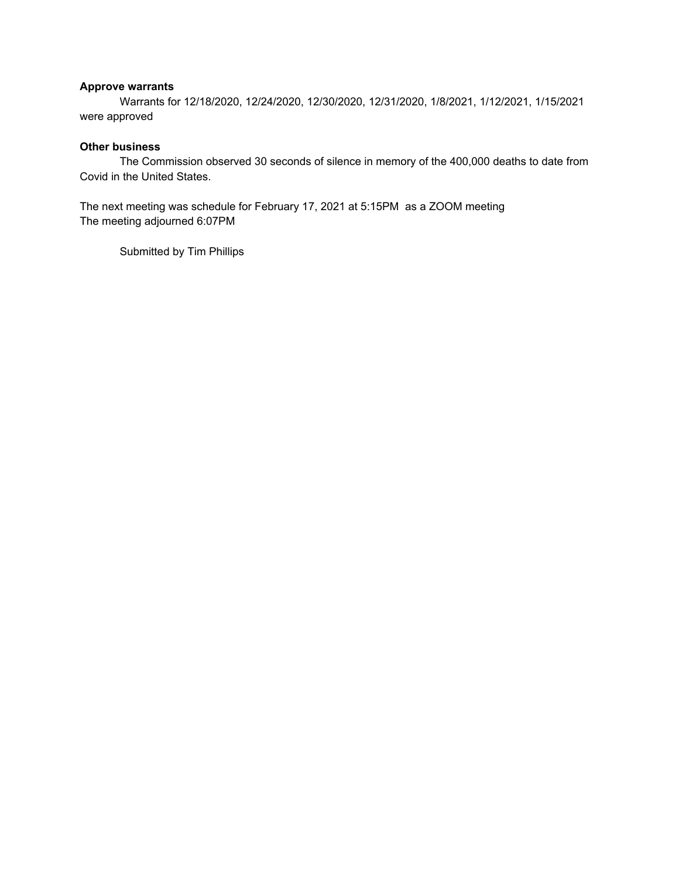**Approve warrants**

Warrants for 12/18/2020, 12/24/2020, 12/30/2020, 12/31/2020, 1/8/2021, 1/12/2021, 1/15/2021 were approved

**Other business**

The Commission observed 30 seconds of silence in memory of the 400,000 deaths to date from Covid in the United States.

The next meeting was schedule for February 17, 2021 at 5:15PM as a ZOOM meeting
The meeting adjourned 6:07PM

Submitted by Tim Phillips